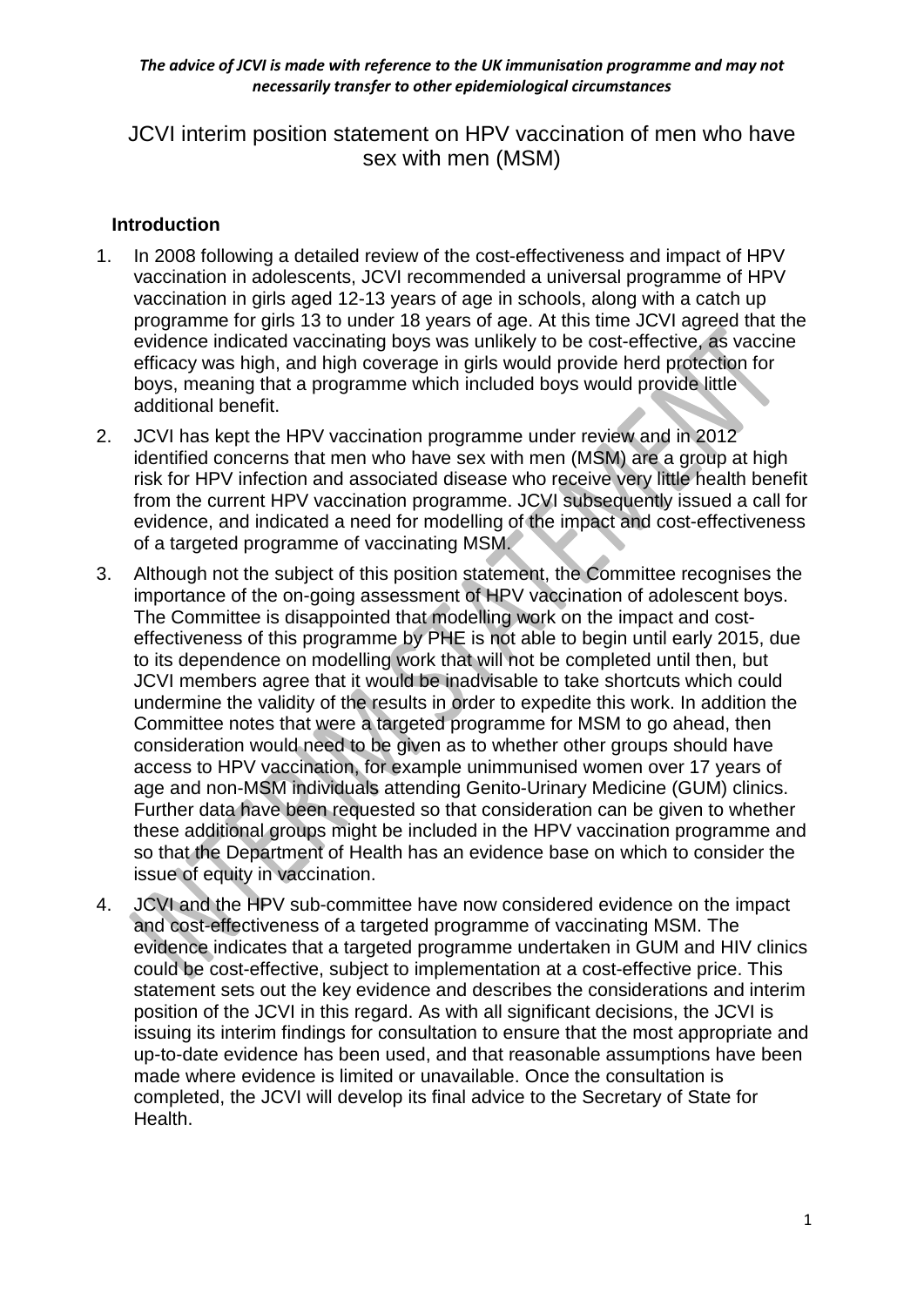*The advice of JCVI is made with reference to the UK immunisation programme and may not necessarily transfer to other epidemiological circumstances*

# JCVI interim position statement on HPV vaccination of men who have sex with men (MSM)

## Introduction

1. In 2008 following a detailed review of the cost-effectiveness and impact of HPV vaccination in adolescents, JCVI recommended a universal programme of HPV vaccination in girls aged 12-13 years of age in schools, along with a catch up programme for girls 13 to under 18 years of age. At this time JCVI agreed that the evidence indicated vaccinating boys was unlikely to be cost-effective, as vaccine efficacy was high, and high coverage in girls would provide herd protection for boys, meaning that a programme which included boys would provide little additional benefit.

2. JCVI has kept the HPV vaccination programme under review and in 2012 identified concerns that men who have sex with men (MSM) are a group at high risk for HPV infection and associated disease who receive very little health benefit from the current HPV vaccination programme. JCVI subsequently issued a call for evidence, and indicated a need for modelling of the impact and cost-effectiveness of a targeted programme of vaccinating MSM.

3. Although not the subject of this position statement, the Committee recognises the importance of the on-going assessment of HPV vaccination of adolescent boys. The Committee is disappointed that modelling work on the impact and cost-effectiveness of this programme by PHE is not able to begin until early 2015, due to its dependence on modelling work that will not be completed until then, but JCVI members agree that it would be inadvisable to take shortcuts which could undermine the validity of the results in order to expedite this work. In addition the Committee notes that were a targeted programme for MSM to go ahead, then consideration would need to be given as to whether other groups should have access to HPV vaccination, for example unimmunised women over 17 years of age and non-MSM individuals attending Genito-Urinary Medicine (GUM) clinics. Further data have been requested so that consideration can be given to whether these additional groups might be included in the HPV vaccination programme and so that the Department of Health has an evidence base on which to consider the issue of equity in vaccination.

4. JCVI and the HPV sub-committee have now considered evidence on the impact and cost-effectiveness of a targeted programme of vaccinating MSM. The evidence indicates that a targeted programme undertaken in GUM and HIV clinics could be cost-effective, subject to implementation at a cost-effective price. This statement sets out the key evidence and describes the considerations and interim position of the JCVI in this regard. As with all significant decisions, the JCVI is issuing its interim findings for consultation to ensure that the most appropriate and up-to-date evidence has been used, and that reasonable assumptions have been made where evidence is limited or unavailable. Once the consultation is completed, the JCVI will develop its final advice to the Secretary of State for Health.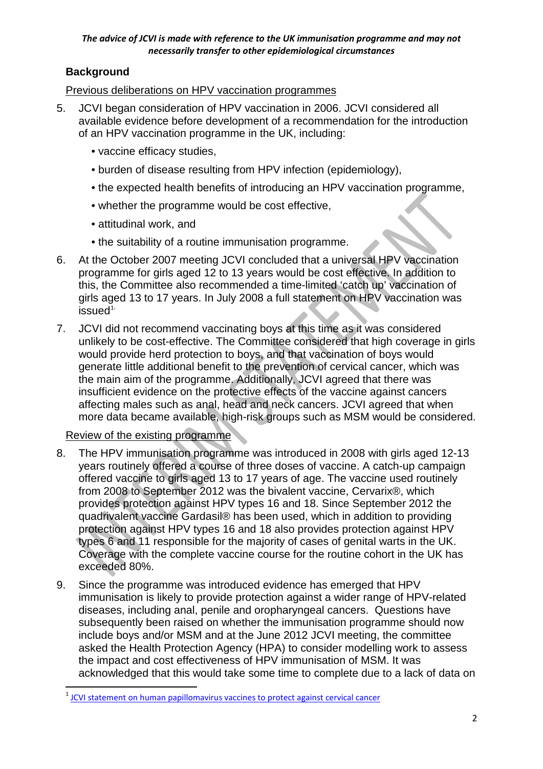*The advice of JCVI is made with reference to the UK immunisation programme and may not necessarily transfer to other epidemiological circumstances*

## Background

Previous deliberations on HPV vaccination programmes

5. JCVI began consideration of HPV vaccination in 2006. JCVI considered all available evidence before development of a recommendation for the introduction of an HPV vaccination programme in the UK, including:
   - vaccine efficacy studies,
   - burden of disease resulting from HPV infection (epidemiology),
   - the expected health benefits of introducing an HPV vaccination programme,
   - whether the programme would be cost effective,
   - attitudinal work, and
   - the suitability of a routine immunisation programme.
6. At the October 2007 meeting JCVI concluded that a universal HPV vaccination programme for girls aged 12 to 13 years would be cost effective. In addition to this, the Committee also recommended a time-limited 'catch up' vaccination of girls aged 13 to 17 years. In July 2008 a full statement on HPV vaccination was issued[1].
7. JCVI did not recommend vaccinating boys at this time as it was considered unlikely to be cost-effective. The Committee considered that high coverage in girls would provide herd protection to boys, and that vaccination of boys would generate little additional benefit to the prevention of cervical cancer, which was the main aim of the programme. Additionally, JCVI agreed that there was insufficient evidence on the protective effects of the vaccine against cancers affecting males such as anal, head and neck cancers. JCVI agreed that when more data became available, high-risk groups such as MSM would be considered.

Review of the existing programme

8. The HPV immunisation programme was introduced in 2008 with girls aged 12-13 years routinely offered a course of three doses of vaccine. A catch-up campaign offered vaccine to girls aged 13 to 17 years of age. The vaccine used routinely from 2008 to September 2012 was the bivalent vaccine, Cervarix®, which provides protection against HPV types 16 and 18. Since September 2012 the quadrivalent vaccine Gardasil® has been used, which in addition to providing protection against HPV types 16 and 18 also provides protection against HPV types 6 and 11 responsible for the majority of cases of genital warts in the UK. Coverage with the complete vaccine course for the routine cohort in the UK has exceeded 80%.
9. Since the programme was introduced evidence has emerged that HPV immunisation is likely to provide protection against a wider range of HPV-related diseases, including anal, penile and oropharyngeal cancers. Questions have subsequently been raised on whether the immunisation programme should now include boys and/or MSM and at the June 2012 JCVI meeting, the committee asked the Health Protection Agency (HPA) to consider modelling work to assess the impact and cost effectiveness of HPV immunisation of MSM. It was acknowledged that this would take some time to complete due to a lack of data on

[1] JCVI statement on human papillomavirus vaccines to protect against cervical cancer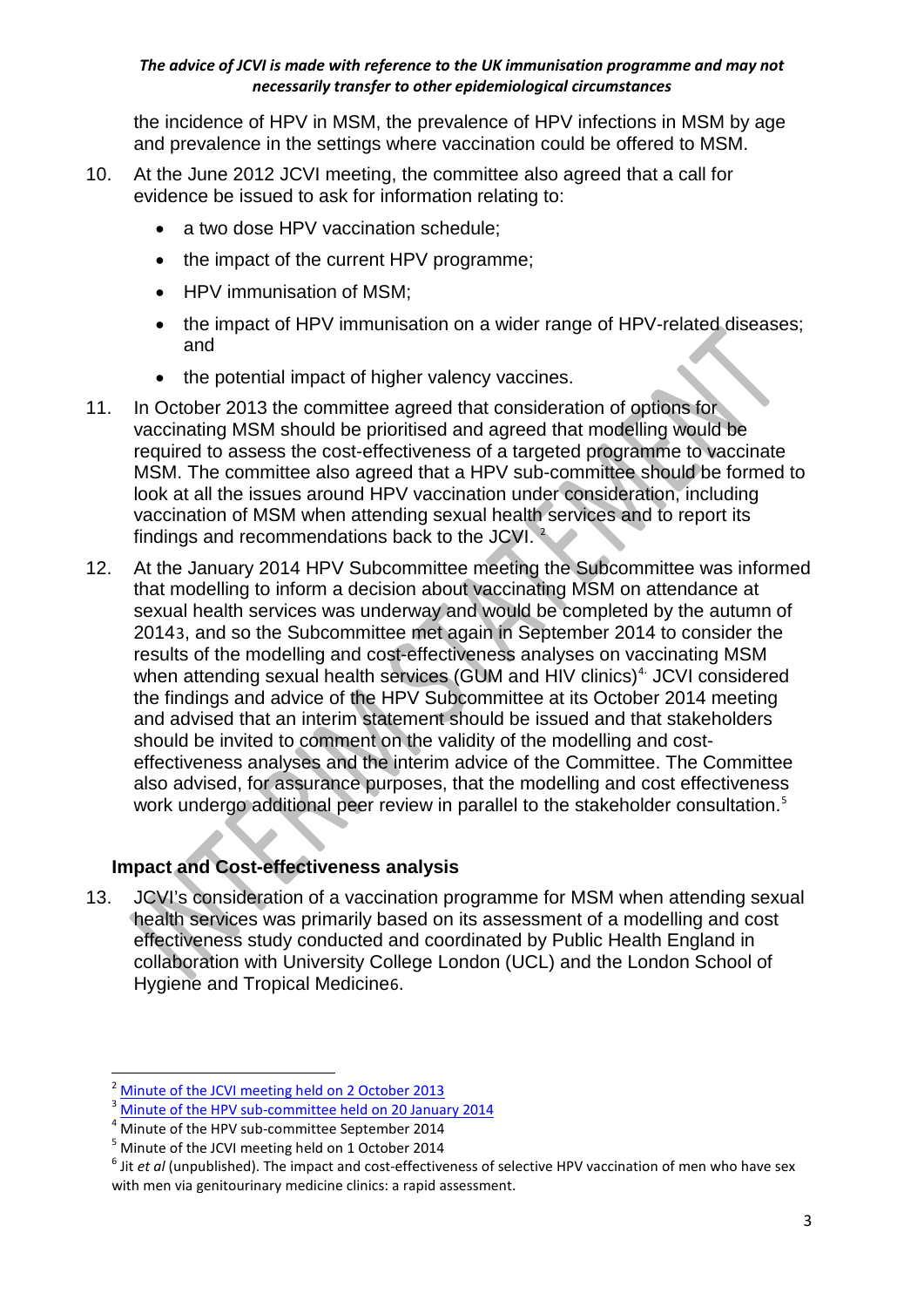the incidence of HPV in MSM, the prevalence of HPV infections in MSM by age and prevalence in the settings where vaccination could be offered to MSM.

10. At the June 2012 JCVI meeting, the committee also agreed that a call for evidence be issued to ask for information relating to:

    - a two dose HPV vaccination schedule;
    - the impact of the current HPV programme;
    - HPV immunisation of MSM;
    - the impact of HPV immunisation on a wider range of HPV-related diseases; and
    - the potential impact of higher valency vaccines.

11. In October 2013 the committee agreed that consideration of options for vaccinating MSM should be prioritised and agreed that modelling would be required to assess the cost-effectiveness of a targeted programme to vaccinate MSM. The committee also agreed that a HPV sub-committee should be formed to look at all the issues around HPV vaccination under consideration, including vaccination of MSM when attending sexual health services and to report its findings and recommendations back to the JCVI.[2]

12. At the January 2014 HPV Subcommittee meeting the Subcommittee was informed that modelling to inform a decision about vaccinating MSM on attendance at sexual health services was underway and would be completed by the autumn of 2014[3], and so the Subcommittee met again in September 2014 to consider the results of the modelling and cost-effectiveness analyses on vaccinating MSM when attending sexual health services (GUM and HIV clinics)[4]. JCVI considered the findings and advice of the HPV Subcommittee at its October 2014 meeting and advised that an interim statement should be issued and that stakeholders should be invited to comment on the validity of the modelling and cost-effectiveness analyses and the interim advice of the Committee. The Committee also advised, for assurance purposes, that the modelling and cost effectiveness work undergo additional peer review in parallel to the stakeholder consultation.[5]

## Impact and Cost-effectiveness analysis

13. JCVI's consideration of a vaccination programme for MSM when attending sexual health services was primarily based on its assessment of a modelling and cost effectiveness study conducted and coordinated by Public Health England in collaboration with University College London (UCL) and the London School of Hygiene and Tropical Medicine[6].

---

[2] Minute of the JCVI meeting held on 2 October 2013

[3] Minute of the HPV sub-committee held on 20 January 2014

[4] Minute of the HPV sub-committee September 2014

[5] Minute of the JCVI meeting held on 1 October 2014

[6] Jit *et al* (unpublished). The impact and cost-effectiveness of selective HPV vaccination of men who have sex with men via genitourinary medicine clinics: a rapid assessment.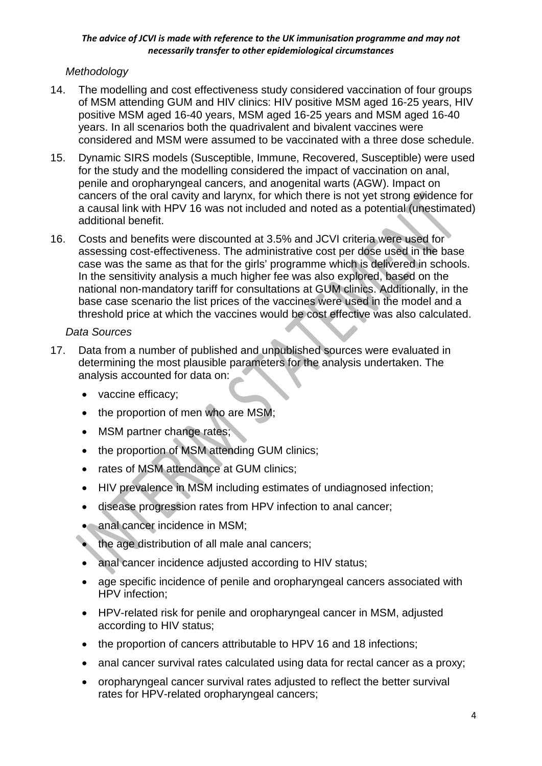*Methodology*

14. The modelling and cost effectiveness study considered vaccination of four groups of MSM attending GUM and HIV clinics: HIV positive MSM aged 16-25 years, HIV positive MSM aged 16-40 years, MSM aged 16-25 years and MSM aged 16-40 years. In all scenarios both the quadrivalent and bivalent vaccines were considered and MSM were assumed to be vaccinated with a three dose schedule.

15. Dynamic SIRS models (Susceptible, Immune, Recovered, Susceptible) were used for the study and the modelling considered the impact of vaccination on anal, penile and oropharyngeal cancers, and anogenital warts (AGW). Impact on cancers of the oral cavity and larynx, for which there is not yet strong evidence for a causal link with HPV 16 was not included and noted as a potential (unestimated) additional benefit.

16. Costs and benefits were discounted at 3.5% and JCVI criteria were used for assessing cost-effectiveness. The administrative cost per dose used in the base case was the same as that for the girls' programme which is delivered in schools. In the sensitivity analysis a much higher fee was also explored, based on the national non-mandatory tariff for consultations at GUM clinics. Additionally, in the base case scenario the list prices of the vaccines were used in the model and a threshold price at which the vaccines would be cost effective was also calculated.

*Data Sources*

17. Data from a number of published and unpublished sources were evaluated in determining the most plausible parameters for the analysis undertaken. The analysis accounted for data on:

    - vaccine efficacy;
    - the proportion of men who are MSM;
    - MSM partner change rates;
    - the proportion of MSM attending GUM clinics;
    - rates of MSM attendance at GUM clinics;
    - HIV prevalence in MSM including estimates of undiagnosed infection;
    - disease progression rates from HPV infection to anal cancer;
    - anal cancer incidence in MSM;
    - the age distribution of all male anal cancers;
    - anal cancer incidence adjusted according to HIV status;
    - age specific incidence of penile and oropharyngeal cancers associated with HPV infection;
    - HPV-related risk for penile and oropharyngeal cancer in MSM, adjusted according to HIV status;
    - the proportion of cancers attributable to HPV 16 and 18 infections;
    - anal cancer survival rates calculated using data for rectal cancer as a proxy;
    - oropharyngeal cancer survival rates adjusted to reflect the better survival rates for HPV-related oropharyngeal cancers;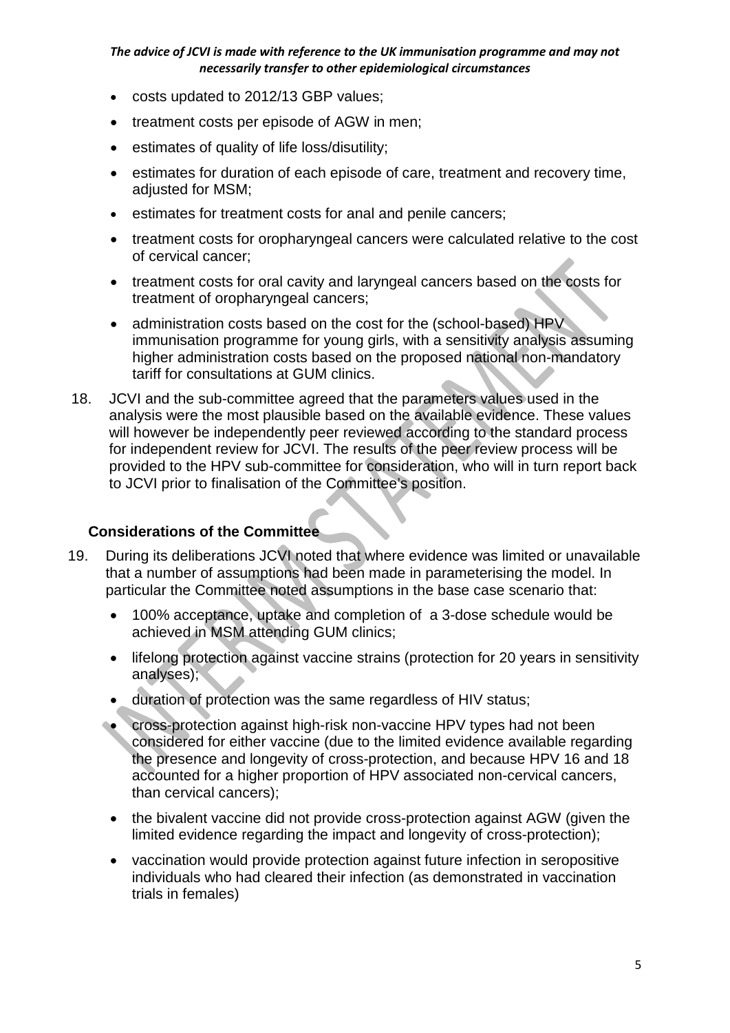- costs updated to 2012/13 GBP values;
- treatment costs per episode of AGW in men;
- estimates of quality of life loss/disutility;
- estimates for duration of each episode of care, treatment and recovery time, adjusted for MSM;
- estimates for treatment costs for anal and penile cancers;
- treatment costs for oropharyngeal cancers were calculated relative to the cost of cervical cancer;
- treatment costs for oral cavity and laryngeal cancers based on the costs for treatment of oropharyngeal cancers;
- administration costs based on the cost for the (school-based) HPV immunisation programme for young girls, with a sensitivity analysis assuming higher administration costs based on the proposed national non-mandatory tariff for consultations at GUM clinics.

18. JCVI and the sub-committee agreed that the parameters values used in the analysis were the most plausible based on the available evidence. These values will however be independently peer reviewed according to the standard process for independent review for JCVI. The results of the peer review process will be provided to the HPV sub-committee for consideration, who will in turn report back to JCVI prior to finalisation of the Committee's position.

### Considerations of the Committee

19. During its deliberations JCVI noted that where evidence was limited or unavailable that a number of assumptions had been made in parameterising the model. In particular the Committee noted assumptions in the base case scenario that:

    - 100% acceptance, uptake and completion of a 3-dose schedule would be achieved in MSM attending GUM clinics;
    - lifelong protection against vaccine strains (protection for 20 years in sensitivity analyses);
    - duration of protection was the same regardless of HIV status;
    - cross-protection against high-risk non-vaccine HPV types had not been considered for either vaccine (due to the limited evidence available regarding the presence and longevity of cross-protection, and because HPV 16 and 18 accounted for a higher proportion of HPV associated non-cervical cancers, than cervical cancers);
    - the bivalent vaccine did not provide cross-protection against AGW (given the limited evidence regarding the impact and longevity of cross-protection);
    - vaccination would provide protection against future infection in seropositive individuals who had cleared their infection (as demonstrated in vaccination trials in females)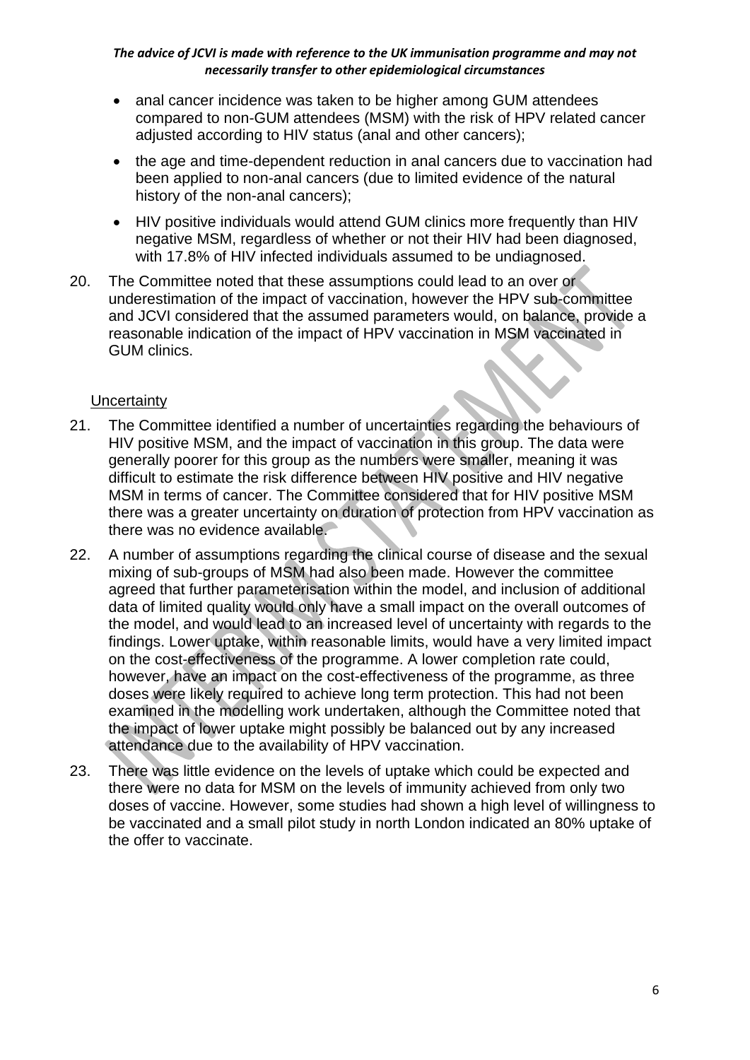- anal cancer incidence was taken to be higher among GUM attendees compared to non-GUM attendees (MSM) with the risk of HPV related cancer adjusted according to HIV status (anal and other cancers);
- the age and time-dependent reduction in anal cancers due to vaccination had been applied to non-anal cancers (due to limited evidence of the natural history of the non-anal cancers);
- HIV positive individuals would attend GUM clinics more frequently than HIV negative MSM, regardless of whether or not their HIV had been diagnosed, with 17.8% of HIV infected individuals assumed to be undiagnosed.

20. The Committee noted that these assumptions could lead to an over or underestimation of the impact of vaccination, however the HPV sub-committee and JCVI considered that the assumed parameters would, on balance, provide a reasonable indication of the impact of HPV vaccination in MSM vaccinated in GUM clinics.

Uncertainty

21. The Committee identified a number of uncertainties regarding the behaviours of HIV positive MSM, and the impact of vaccination in this group. The data were generally poorer for this group as the numbers were smaller, meaning it was difficult to estimate the risk difference between HIV positive and HIV negative MSM in terms of cancer. The Committee considered that for HIV positive MSM there was a greater uncertainty on duration of protection from HPV vaccination as there was no evidence available.

22. A number of assumptions regarding the clinical course of disease and the sexual mixing of sub-groups of MSM had also been made. However the committee agreed that further parameterisation within the model, and inclusion of additional data of limited quality would only have a small impact on the overall outcomes of the model, and would lead to an increased level of uncertainty with regards to the findings. Lower uptake, within reasonable limits, would have a very limited impact on the cost-effectiveness of the programme. A lower completion rate could, however, have an impact on the cost-effectiveness of the programme, as three doses were likely required to achieve long term protection. This had not been examined in the modelling work undertaken, although the Committee noted that the impact of lower uptake might possibly be balanced out by any increased attendance due to the availability of HPV vaccination.

23. There was little evidence on the levels of uptake which could be expected and there were no data for MSM on the levels of immunity achieved from only two doses of vaccine. However, some studies had shown a high level of willingness to be vaccinated and a small pilot study in north London indicated an 80% uptake of the offer to vaccinate.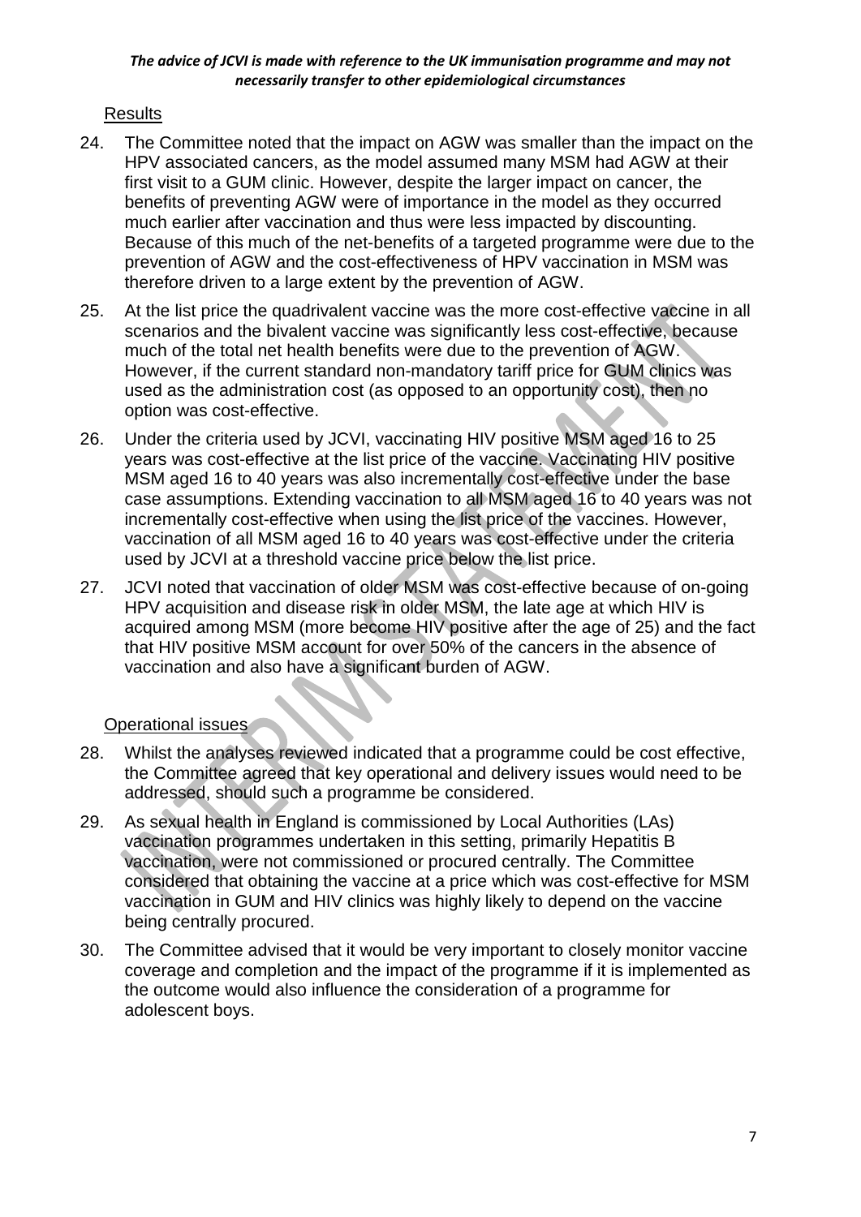Results

24. The Committee noted that the impact on AGW was smaller than the impact on the HPV associated cancers, as the model assumed many MSM had AGW at their first visit to a GUM clinic. However, despite the larger impact on cancer, the benefits of preventing AGW were of importance in the model as they occurred much earlier after vaccination and thus were less impacted by discounting. Because of this much of the net-benefits of a targeted programme were due to the prevention of AGW and the cost-effectiveness of HPV vaccination in MSM was therefore driven to a large extent by the prevention of AGW.

25. At the list price the quadrivalent vaccine was the more cost-effective vaccine in all scenarios and the bivalent vaccine was significantly less cost-effective, because much of the total net health benefits were due to the prevention of AGW. However, if the current standard non-mandatory tariff price for GUM clinics was used as the administration cost (as opposed to an opportunity cost), then no option was cost-effective.

26. Under the criteria used by JCVI, vaccinating HIV positive MSM aged 16 to 25 years was cost-effective at the list price of the vaccine. Vaccinating HIV positive MSM aged 16 to 40 years was also incrementally cost-effective under the base case assumptions. Extending vaccination to all MSM aged 16 to 40 years was not incrementally cost-effective when using the list price of the vaccines. However, vaccination of all MSM aged 16 to 40 years was cost-effective under the criteria used by JCVI at a threshold vaccine price below the list price.

27. JCVI noted that vaccination of older MSM was cost-effective because of on-going HPV acquisition and disease risk in older MSM, the late age at which HIV is acquired among MSM (more become HIV positive after the age of 25) and the fact that HIV positive MSM account for over 50% of the cancers in the absence of vaccination and also have a significant burden of AGW.

Operational issues

28. Whilst the analyses reviewed indicated that a programme could be cost effective, the Committee agreed that key operational and delivery issues would need to be addressed, should such a programme be considered.

29. As sexual health in England is commissioned by Local Authorities (LAs) vaccination programmes undertaken in this setting, primarily Hepatitis B vaccination, were not commissioned or procured centrally. The Committee considered that obtaining the vaccine at a price which was cost-effective for MSM vaccination in GUM and HIV clinics was highly likely to depend on the vaccine being centrally procured.

30. The Committee advised that it would be very important to closely monitor vaccine coverage and completion and the impact of the programme if it is implemented as the outcome would also influence the consideration of a programme for adolescent boys.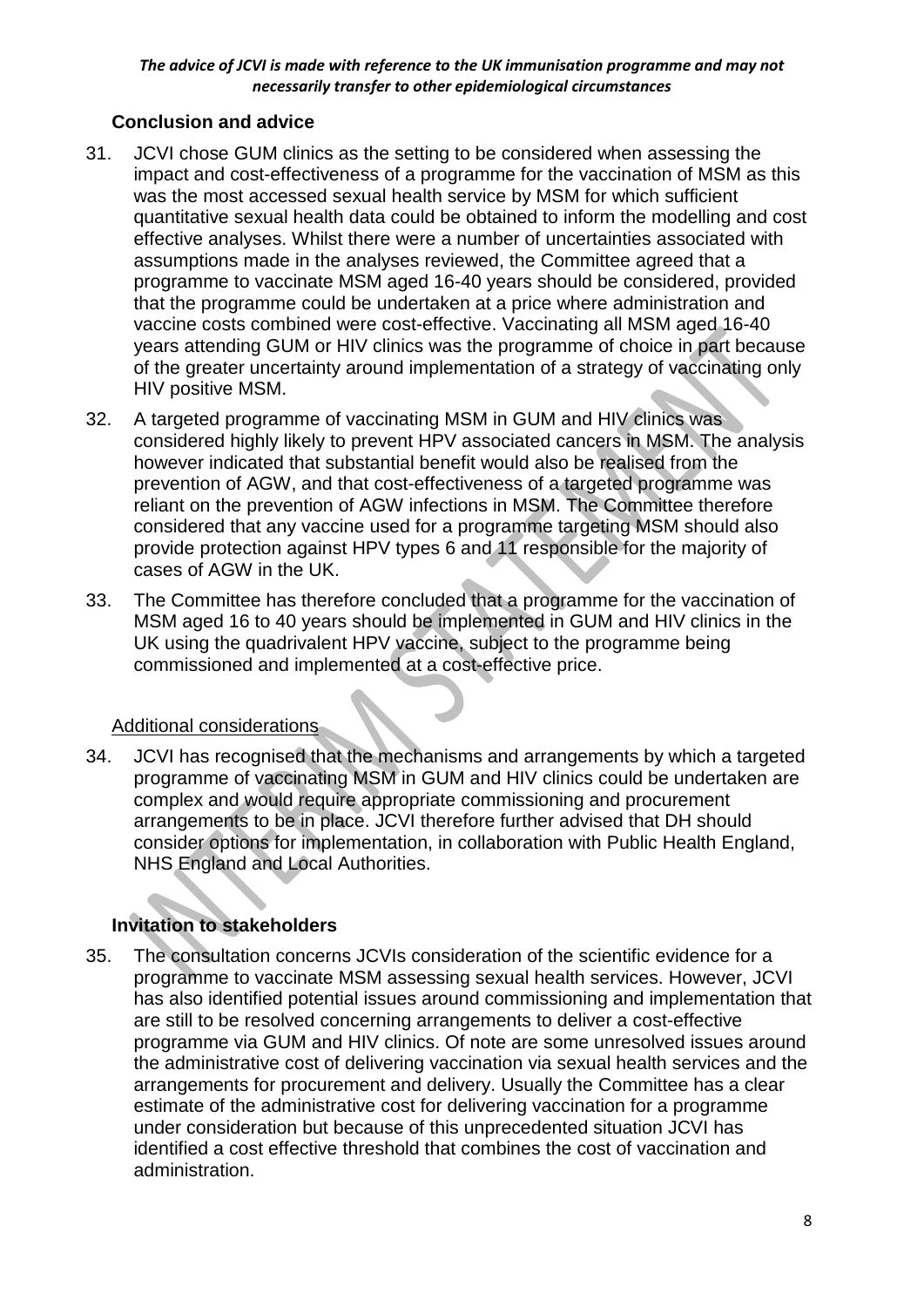### Conclusion and advice

31. JCVI chose GUM clinics as the setting to be considered when assessing the impact and cost-effectiveness of a programme for the vaccination of MSM as this was the most accessed sexual health service by MSM for which sufficient quantitative sexual health data could be obtained to inform the modelling and cost effective analyses. Whilst there were a number of uncertainties associated with assumptions made in the analyses reviewed, the Committee agreed that a programme to vaccinate MSM aged 16-40 years should be considered, provided that the programme could be undertaken at a price where administration and vaccine costs combined were cost-effective. Vaccinating all MSM aged 16-40 years attending GUM or HIV clinics was the programme of choice in part because of the greater uncertainty around implementation of a strategy of vaccinating only HIV positive MSM.

32. A targeted programme of vaccinating MSM in GUM and HIV clinics was considered highly likely to prevent HPV associated cancers in MSM. The analysis however indicated that substantial benefit would also be realised from the prevention of AGW, and that cost-effectiveness of a targeted programme was reliant on the prevention of AGW infections in MSM. The Committee therefore considered that any vaccine used for a programme targeting MSM should also provide protection against HPV types 6 and 11 responsible for the majority of cases of AGW in the UK.

33. The Committee has therefore concluded that a programme for the vaccination of MSM aged 16 to 40 years should be implemented in GUM and HIV clinics in the UK using the quadrivalent HPV vaccine, subject to the programme being commissioned and implemented at a cost-effective price.

#### Additional considerations

34. JCVI has recognised that the mechanisms and arrangements by which a targeted programme of vaccinating MSM in GUM and HIV clinics could be undertaken are complex and would require appropriate commissioning and procurement arrangements to be in place. JCVI therefore further advised that DH should consider options for implementation, in collaboration with Public Health England, NHS England and Local Authorities.

### Invitation to stakeholders

35. The consultation concerns JCVIs consideration of the scientific evidence for a programme to vaccinate MSM assessing sexual health services. However, JCVI has also identified potential issues around commissioning and implementation that are still to be resolved concerning arrangements to deliver a cost-effective programme via GUM and HIV clinics. Of note are some unresolved issues around the administrative cost of delivering vaccination via sexual health services and the arrangements for procurement and delivery. Usually the Committee has a clear estimate of the administrative cost for delivering vaccination for a programme under consideration but because of this unprecedented situation JCVI has identified a cost effective threshold that combines the cost of vaccination and administration.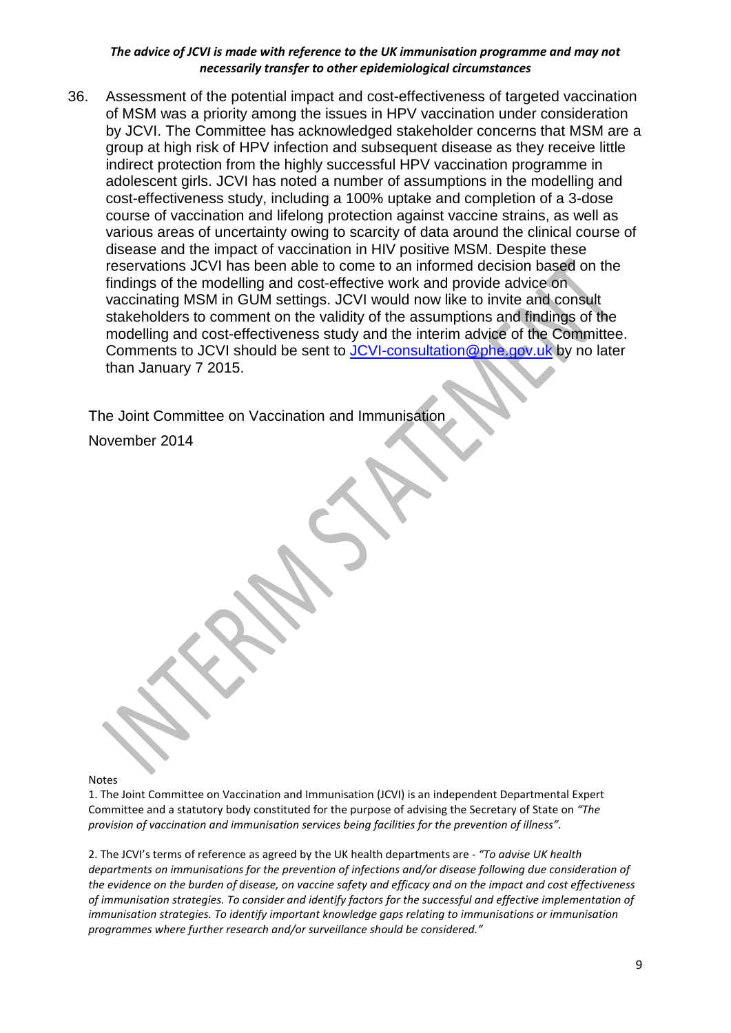36. Assessment of the potential impact and cost-effectiveness of targeted vaccination of MSM was a priority among the issues in HPV vaccination under consideration by JCVI. The Committee has acknowledged stakeholder concerns that MSM are a group at high risk of HPV infection and subsequent disease as they receive little indirect protection from the highly successful HPV vaccination programme in adolescent girls. JCVI has noted a number of assumptions in the modelling and cost-effectiveness study, including a 100% uptake and completion of a 3-dose course of vaccination and lifelong protection against vaccine strains, as well as various areas of uncertainty owing to scarcity of data around the clinical course of disease and the impact of vaccination in HIV positive MSM. Despite these reservations JCVI has been able to come to an informed decision based on the findings of the modelling and cost-effective work and provide advice on vaccinating MSM in GUM settings. JCVI would now like to invite and consult stakeholders to comment on the validity of the assumptions and findings of the modelling and cost-effectiveness study and the interim advice of the Committee. Comments to JCVI should be sent to JCVI-consultation@phe.gov.uk by no later than January 7 2015.

The Joint Committee on Vaccination and Immunisation

November 2014

Notes

1. The Joint Committee on Vaccination and Immunisation (JCVI) is an independent Departmental Expert Committee and a statutory body constituted for the purpose of advising the Secretary of State on *"The provision of vaccination and immunisation services being facilities for the prevention of illness"*.

2. The JCVI's terms of reference as agreed by the UK health departments are - *"To advise UK health departments on immunisations for the prevention of infections and/or disease following due consideration of the evidence on the burden of disease, on vaccine safety and efficacy and on the impact and cost effectiveness of immunisation strategies. To consider and identify factors for the successful and effective implementation of immunisation strategies. To identify important knowledge gaps relating to immunisations or immunisation programmes where further research and/or surveillance should be considered."*